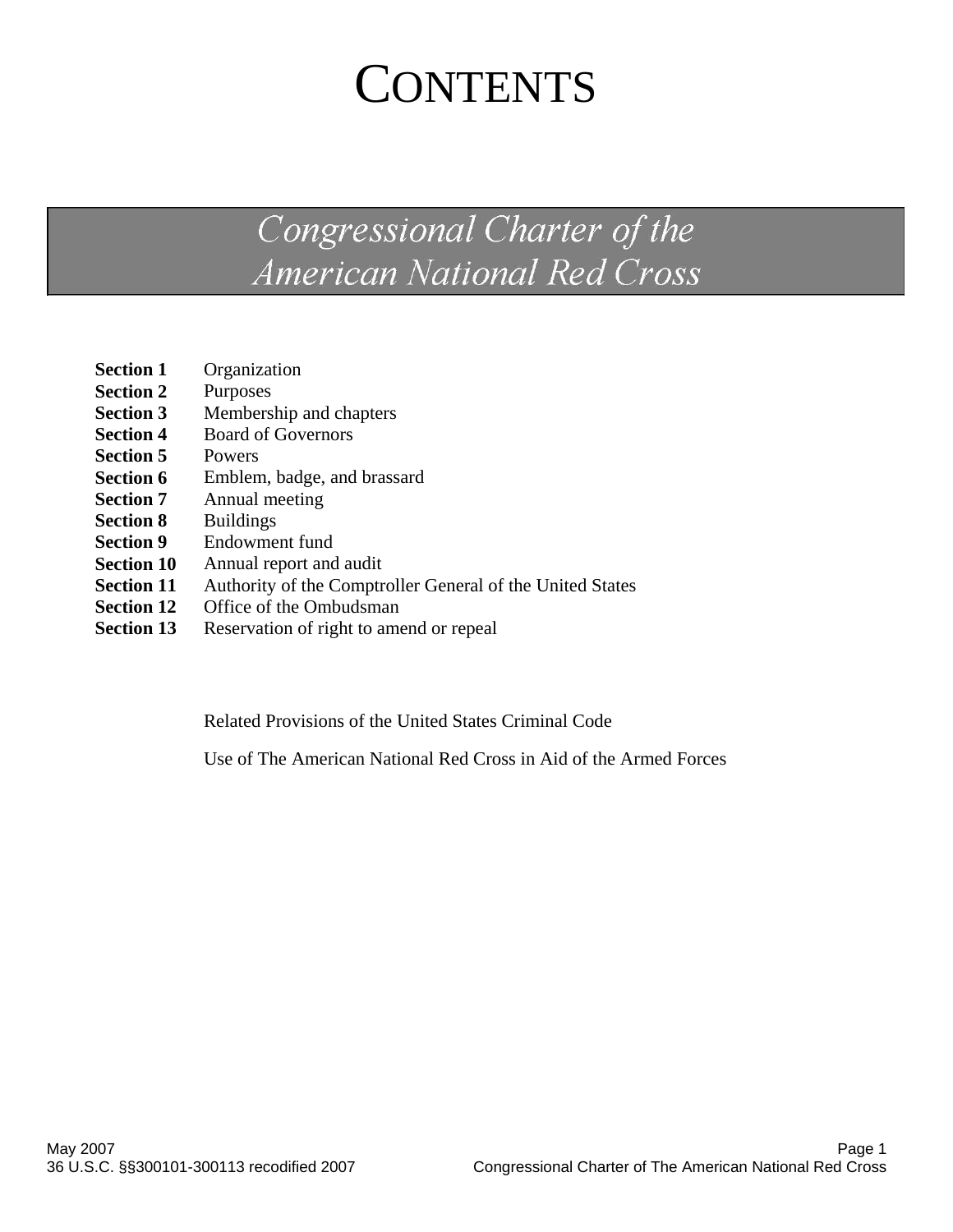# CONTENTS

## Congressional Charter of the American National Red Cross

**Section 1** Organization
**Section 2** Purposes
**Section 3** Membership and chapters
**Section 4** Board of Governors
**Section 5** Powers
**Section 6** Emblem, badge, and brassard
**Section 7** Annual meeting
**Section 8** Buildings
**Section 9** Endowment fund
**Section 10** Annual report and audit
**Section 11** Authority of the Comptroller General of the United States
**Section 12** Office of the Ombudsman
**Section 13** Reservation of right to amend or repeal

Related Provisions of the United States Criminal Code

Use of The American National Red Cross in Aid of the Armed Forces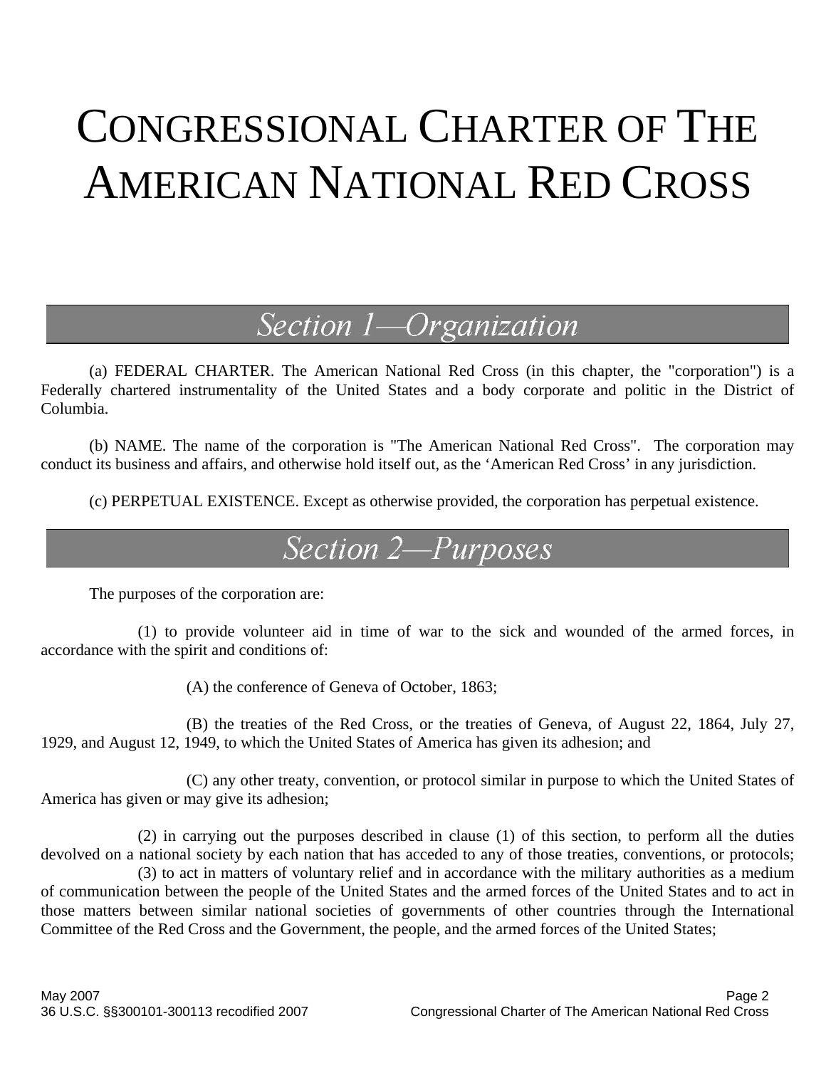# CONGRESSIONAL CHARTER OF THE AMERICAN NATIONAL RED CROSS

## *Section 1—Organization*

(a) FEDERAL CHARTER. The American National Red Cross (in this chapter, the "corporation") is a Federally chartered instrumentality of the United States and a body corporate and politic in the District of Columbia.

(b) NAME. The name of the corporation is "The American National Red Cross". The corporation may conduct its business and affairs, and otherwise hold itself out, as the 'American Red Cross' in any jurisdiction.

(c) PERPETUAL EXISTENCE. Except as otherwise provided, the corporation has perpetual existence.

## *Section 2—Purposes*

The purposes of the corporation are:

(1) to provide volunteer aid in time of war to the sick and wounded of the armed forces, in accordance with the spirit and conditions of:

(A) the conference of Geneva of October, 1863;

(B) the treaties of the Red Cross, or the treaties of Geneva, of August 22, 1864, July 27, 1929, and August 12, 1949, to which the United States of America has given its adhesion; and

(C) any other treaty, convention, or protocol similar in purpose to which the United States of America has given or may give its adhesion;

(2) in carrying out the purposes described in clause (1) of this section, to perform all the duties devolved on a national society by each nation that has acceded to any of those treaties, conventions, or protocols;

(3) to act in matters of voluntary relief and in accordance with the military authorities as a medium of communication between the people of the United States and the armed forces of the United States and to act in those matters between similar national societies of governments of other countries through the International Committee of the Red Cross and the Government, the people, and the armed forces of the United States;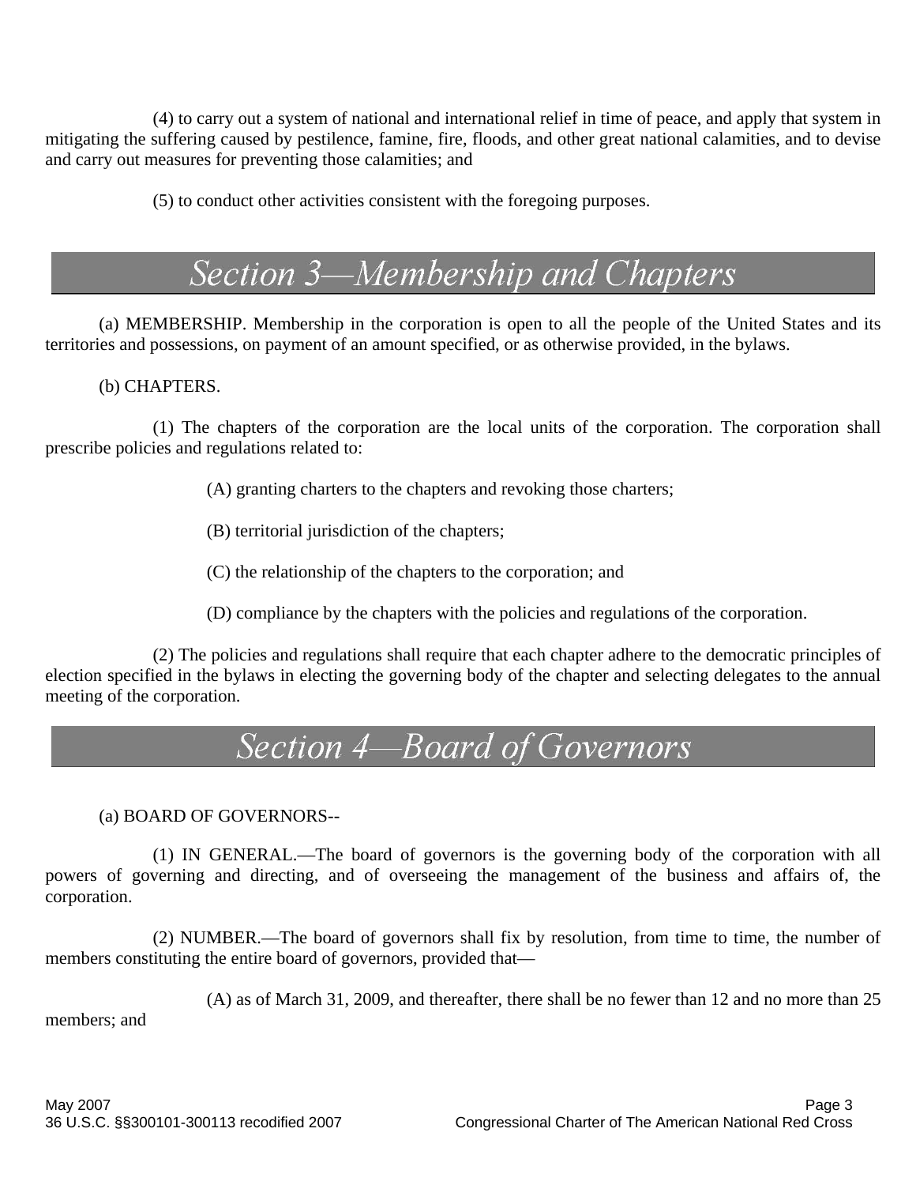(4) to carry out a system of national and international relief in time of peace, and apply that system in mitigating the suffering caused by pestilence, famine, fire, floods, and other great national calamities, and to devise and carry out measures for preventing those calamities; and

(5) to conduct other activities consistent with the foregoing purposes.

## Section 3—Membership and Chapters

(a) MEMBERSHIP. Membership in the corporation is open to all the people of the United States and its territories and possessions, on payment of an amount specified, or as otherwise provided, in the bylaws.

(b) CHAPTERS.

(1) The chapters of the corporation are the local units of the corporation. The corporation shall prescribe policies and regulations related to:

(A) granting charters to the chapters and revoking those charters;

(B) territorial jurisdiction of the chapters;

(C) the relationship of the chapters to the corporation; and

(D) compliance by the chapters with the policies and regulations of the corporation.

(2) The policies and regulations shall require that each chapter adhere to the democratic principles of election specified in the bylaws in electing the governing body of the chapter and selecting delegates to the annual meeting of the corporation.

## Section 4—Board of Governors

(a) BOARD OF GOVERNORS--

(1) IN GENERAL.—The board of governors is the governing body of the corporation with all powers of governing and directing, and of overseeing the management of the business and affairs of, the corporation.

(2) NUMBER.—The board of governors shall fix by resolution, from time to time, the number of members constituting the entire board of governors, provided that—

(A) as of March 31, 2009, and thereafter, there shall be no fewer than 12 and no more than 25 members; and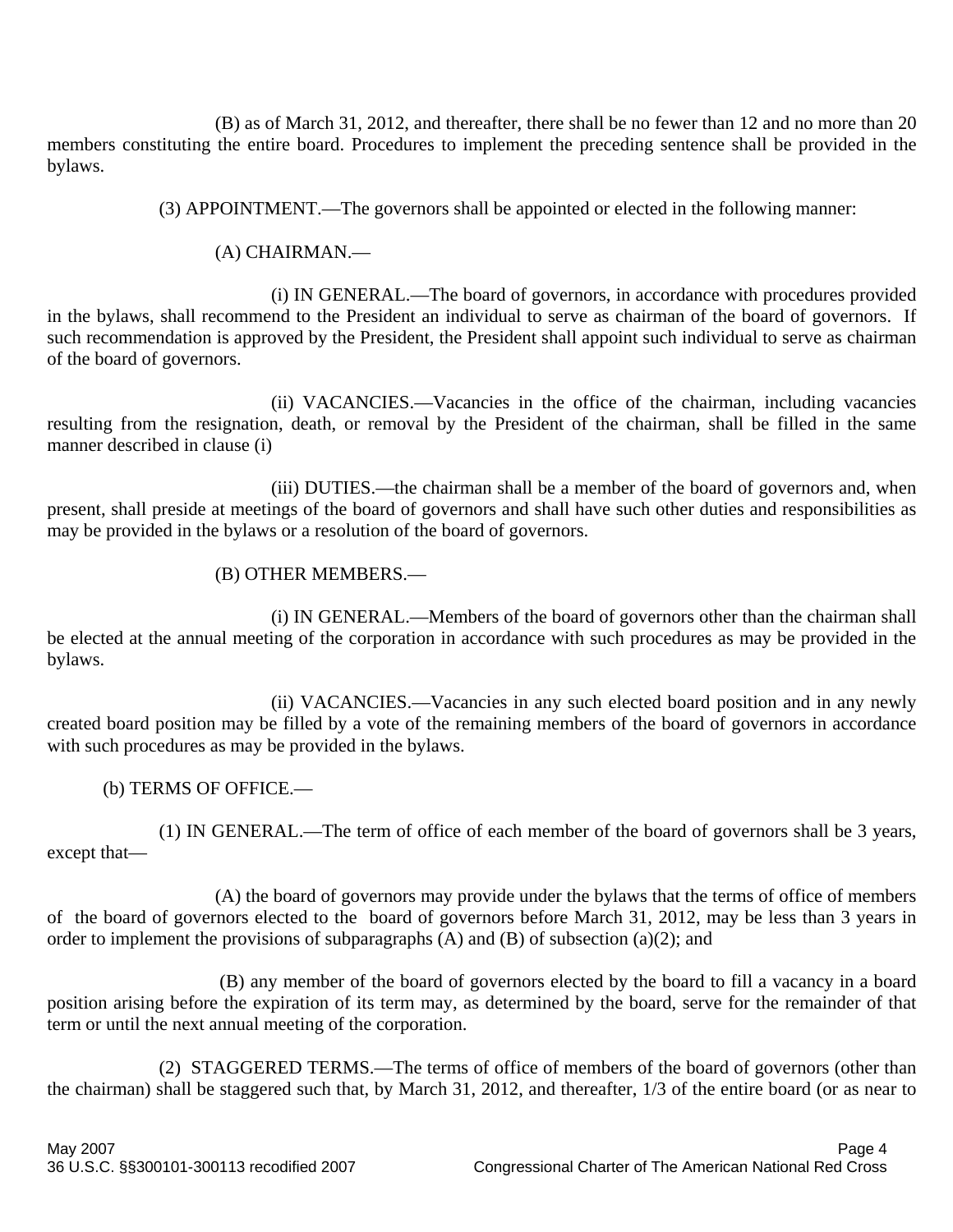(B) as of March 31, 2012, and thereafter, there shall be no fewer than 12 and no more than 20 members constituting the entire board. Procedures to implement the preceding sentence shall be provided in the bylaws.

(3) APPOINTMENT.—The governors shall be appointed or elected in the following manner:

(A) CHAIRMAN.—

(i) IN GENERAL.—The board of governors, in accordance with procedures provided in the bylaws, shall recommend to the President an individual to serve as chairman of the board of governors. If such recommendation is approved by the President, the President shall appoint such individual to serve as chairman of the board of governors.

(ii) VACANCIES.—Vacancies in the office of the chairman, including vacancies resulting from the resignation, death, or removal by the President of the chairman, shall be filled in the same manner described in clause (i)

(iii) DUTIES.—the chairman shall be a member of the board of governors and, when present, shall preside at meetings of the board of governors and shall have such other duties and responsibilities as may be provided in the bylaws or a resolution of the board of governors.

(B) OTHER MEMBERS.—

(i) IN GENERAL.—Members of the board of governors other than the chairman shall be elected at the annual meeting of the corporation in accordance with such procedures as may be provided in the bylaws.

(ii) VACANCIES.—Vacancies in any such elected board position and in any newly created board position may be filled by a vote of the remaining members of the board of governors in accordance with such procedures as may be provided in the bylaws.

(b) TERMS OF OFFICE.—

(1) IN GENERAL.—The term of office of each member of the board of governors shall be 3 years, except that—

(A) the board of governors may provide under the bylaws that the terms of office of members of the board of governors elected to the board of governors before March 31, 2012, may be less than 3 years in order to implement the provisions of subparagraphs (A) and (B) of subsection (a)(2); and

(B) any member of the board of governors elected by the board to fill a vacancy in a board position arising before the expiration of its term may, as determined by the board, serve for the remainder of that term or until the next annual meeting of the corporation.

(2) STAGGERED TERMS.—The terms of office of members of the board of governors (other than the chairman) shall be staggered such that, by March 31, 2012, and thereafter, 1/3 of the entire board (or as near to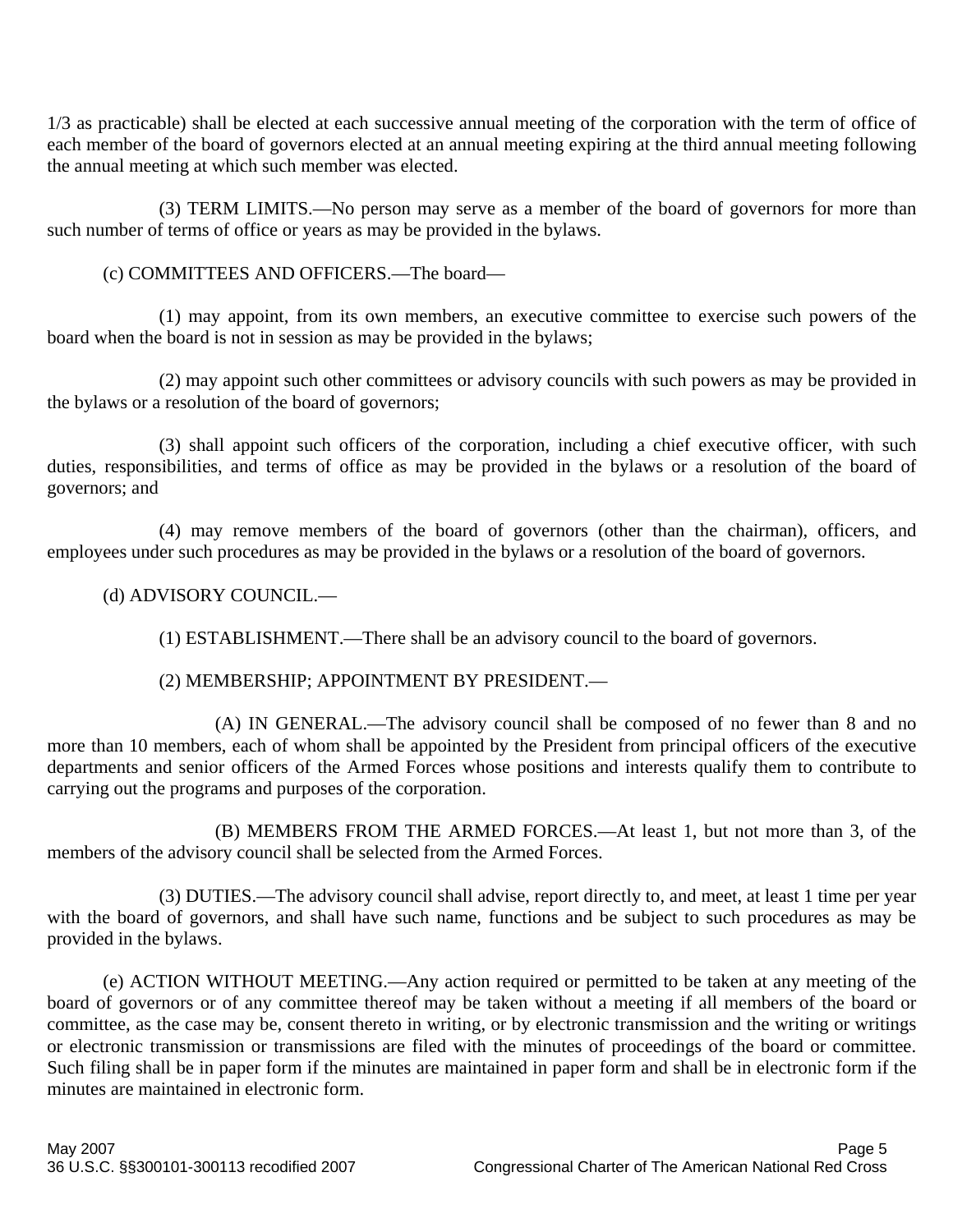1/3 as practicable) shall be elected at each successive annual meeting of the corporation with the term of office of each member of the board of governors elected at an annual meeting expiring at the third annual meeting following the annual meeting at which such member was elected.

(3) TERM LIMITS.—No person may serve as a member of the board of governors for more than such number of terms of office or years as may be provided in the bylaws.

(c) COMMITTEES AND OFFICERS.—The board—

(1) may appoint, from its own members, an executive committee to exercise such powers of the board when the board is not in session as may be provided in the bylaws;

(2) may appoint such other committees or advisory councils with such powers as may be provided in the bylaws or a resolution of the board of governors;

(3) shall appoint such officers of the corporation, including a chief executive officer, with such duties, responsibilities, and terms of office as may be provided in the bylaws or a resolution of the board of governors; and

(4) may remove members of the board of governors (other than the chairman), officers, and employees under such procedures as may be provided in the bylaws or a resolution of the board of governors.

(d) ADVISORY COUNCIL.—

(1) ESTABLISHMENT.—There shall be an advisory council to the board of governors.

(2) MEMBERSHIP; APPOINTMENT BY PRESIDENT.—

(A) IN GENERAL.—The advisory council shall be composed of no fewer than 8 and no more than 10 members, each of whom shall be appointed by the President from principal officers of the executive departments and senior officers of the Armed Forces whose positions and interests qualify them to contribute to carrying out the programs and purposes of the corporation.

(B) MEMBERS FROM THE ARMED FORCES.—At least 1, but not more than 3, of the members of the advisory council shall be selected from the Armed Forces.

(3) DUTIES.—The advisory council shall advise, report directly to, and meet, at least 1 time per year with the board of governors, and shall have such name, functions and be subject to such procedures as may be provided in the bylaws.

(e) ACTION WITHOUT MEETING.—Any action required or permitted to be taken at any meeting of the board of governors or of any committee thereof may be taken without a meeting if all members of the board or committee, as the case may be, consent thereto in writing, or by electronic transmission and the writing or writings or electronic transmission or transmissions are filed with the minutes of proceedings of the board or committee. Such filing shall be in paper form if the minutes are maintained in paper form and shall be in electronic form if the minutes are maintained in electronic form.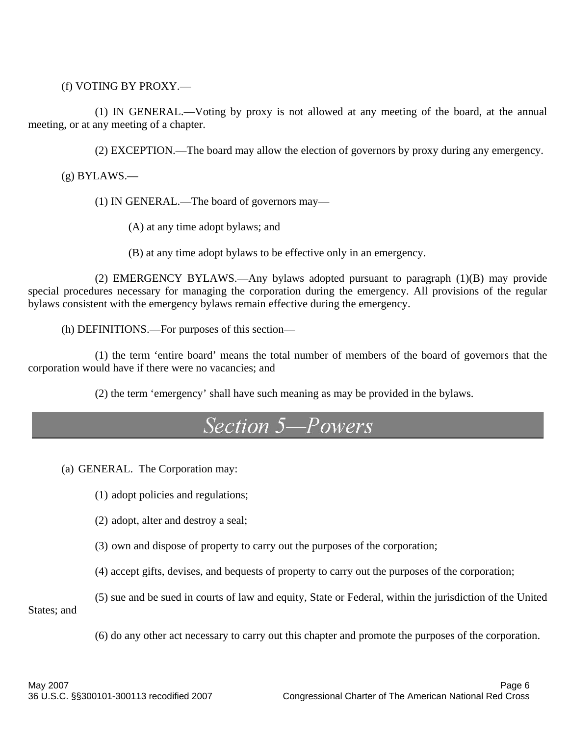(f) VOTING BY PROXY.—

(1) IN GENERAL.—Voting by proxy is not allowed at any meeting of the board, at the annual meeting, or at any meeting of a chapter.

(2) EXCEPTION.—The board may allow the election of governors by proxy during any emergency.

(g) BYLAWS.—

(1) IN GENERAL.—The board of governors may—

(A) at any time adopt bylaws; and

(B) at any time adopt bylaws to be effective only in an emergency.

(2) EMERGENCY BYLAWS.—Any bylaws adopted pursuant to paragraph (1)(B) may provide special procedures necessary for managing the corporation during the emergency. All provisions of the regular bylaws consistent with the emergency bylaws remain effective during the emergency.

(h) DEFINITIONS.—For purposes of this section—

(1) the term 'entire board' means the total number of members of the board of governors that the corporation would have if there were no vacancies; and

(2) the term 'emergency' shall have such meaning as may be provided in the bylaws.

## *Section 5—Powers*

(a) GENERAL. The Corporation may:

(1) adopt policies and regulations;

(2) adopt, alter and destroy a seal;

(3) own and dispose of property to carry out the purposes of the corporation;

(4) accept gifts, devises, and bequests of property to carry out the purposes of the corporation;

(5) sue and be sued in courts of law and equity, State or Federal, within the jurisdiction of the United States; and

(6) do any other act necessary to carry out this chapter and promote the purposes of the corporation.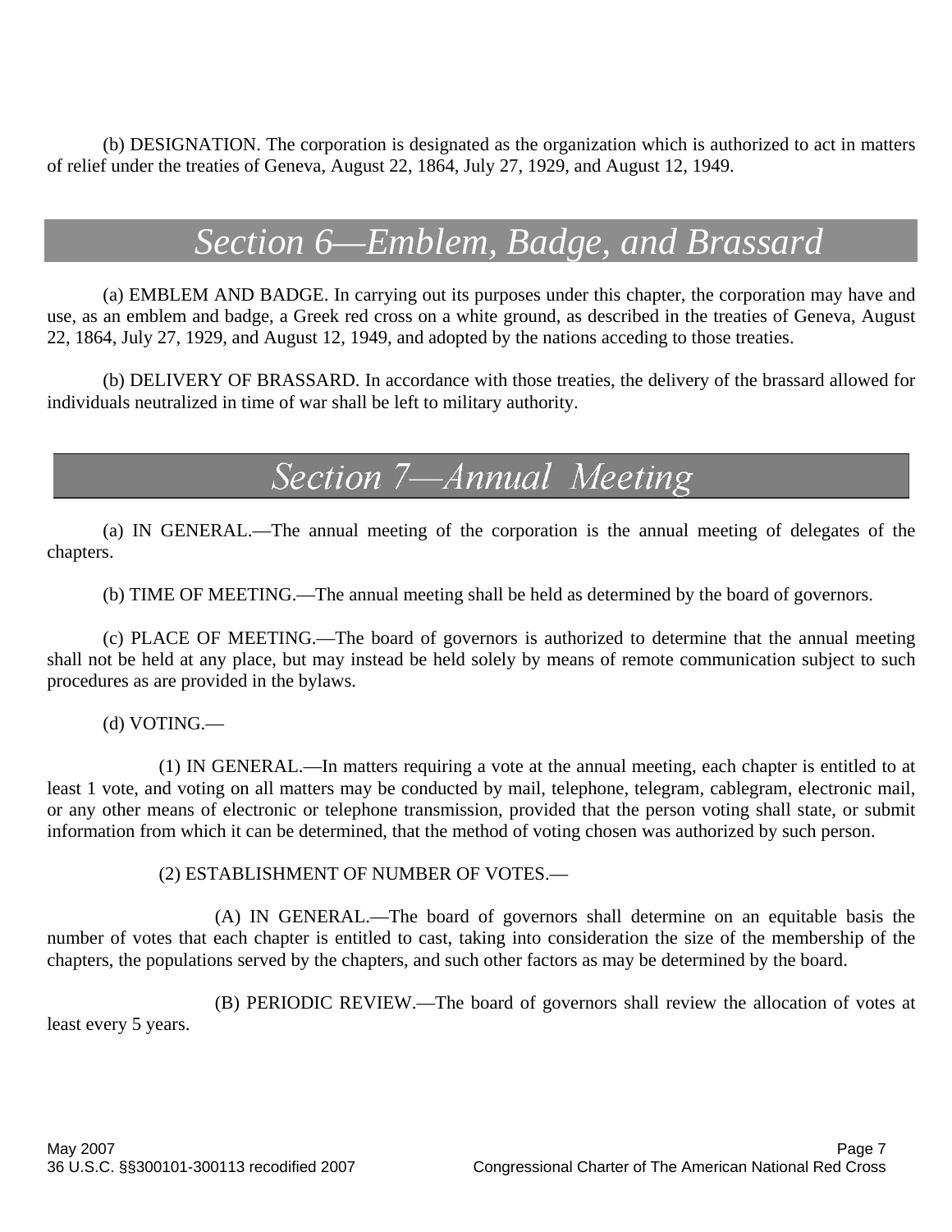(b) DESIGNATION. The corporation is designated as the organization which is authorized to act in matters of relief under the treaties of Geneva, August 22, 1864, July 27, 1929, and August 12, 1949.

## *Section 6—Emblem, Badge, and Brassard*

(a) EMBLEM AND BADGE. In carrying out its purposes under this chapter, the corporation may have and use, as an emblem and badge, a Greek red cross on a white ground, as described in the treaties of Geneva, August 22, 1864, July 27, 1929, and August 12, 1949, and adopted by the nations acceding to those treaties.

(b) DELIVERY OF BRASSARD. In accordance with those treaties, the delivery of the brassard allowed for individuals neutralized in time of war shall be left to military authority.

## *Section 7—Annual Meeting*

(a) IN GENERAL.—The annual meeting of the corporation is the annual meeting of delegates of the chapters.

(b) TIME OF MEETING.—The annual meeting shall be held as determined by the board of governors.

(c) PLACE OF MEETING.—The board of governors is authorized to determine that the annual meeting shall not be held at any place, but may instead be held solely by means of remote communication subject to such procedures as are provided in the bylaws.

(d) VOTING.—

(1) IN GENERAL.—In matters requiring a vote at the annual meeting, each chapter is entitled to at least 1 vote, and voting on all matters may be conducted by mail, telephone, telegram, cablegram, electronic mail, or any other means of electronic or telephone transmission, provided that the person voting shall state, or submit information from which it can be determined, that the method of voting chosen was authorized by such person.

(2) ESTABLISHMENT OF NUMBER OF VOTES.—

(A) IN GENERAL.—The board of governors shall determine on an equitable basis the number of votes that each chapter is entitled to cast, taking into consideration the size of the membership of the chapters, the populations served by the chapters, and such other factors as may be determined by the board.

(B) PERIODIC REVIEW.—The board of governors shall review the allocation of votes at least every 5 years.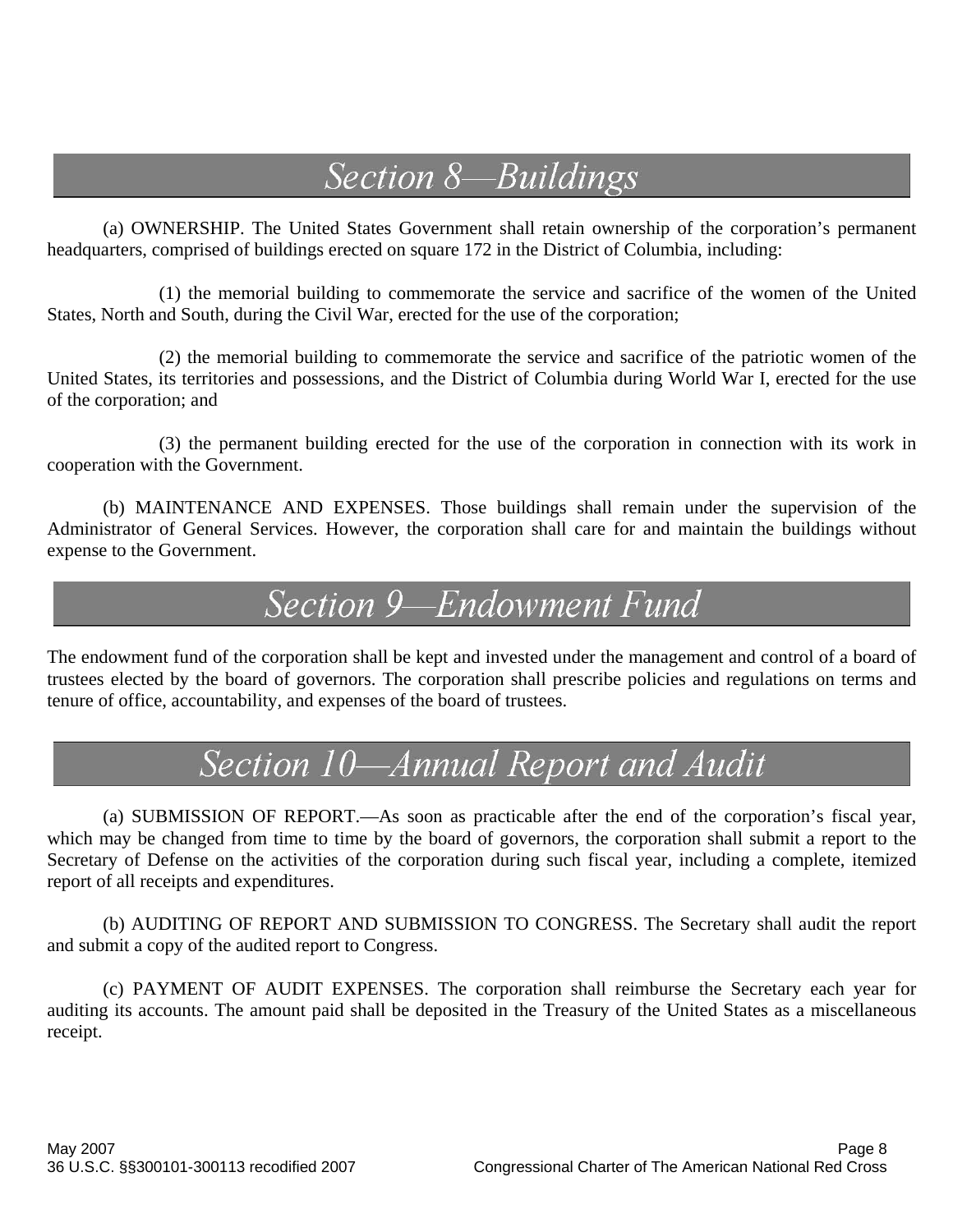## Section 8—Buildings

(a) OWNERSHIP. The United States Government shall retain ownership of the corporation's permanent headquarters, comprised of buildings erected on square 172 in the District of Columbia, including:

(1) the memorial building to commemorate the service and sacrifice of the women of the United States, North and South, during the Civil War, erected for the use of the corporation;

(2) the memorial building to commemorate the service and sacrifice of the patriotic women of the United States, its territories and possessions, and the District of Columbia during World War I, erected for the use of the corporation; and

(3) the permanent building erected for the use of the corporation in connection with its work in cooperation with the Government.

(b) MAINTENANCE AND EXPENSES. Those buildings shall remain under the supervision of the Administrator of General Services. However, the corporation shall care for and maintain the buildings without expense to the Government.

## Section 9—Endowment Fund

The endowment fund of the corporation shall be kept and invested under the management and control of a board of trustees elected by the board of governors. The corporation shall prescribe policies and regulations on terms and tenure of office, accountability, and expenses of the board of trustees.

## Section 10—Annual Report and Audit

(a) SUBMISSION OF REPORT.—As soon as practicable after the end of the corporation's fiscal year, which may be changed from time to time by the board of governors, the corporation shall submit a report to the Secretary of Defense on the activities of the corporation during such fiscal year, including a complete, itemized report of all receipts and expenditures.

(b) AUDITING OF REPORT AND SUBMISSION TO CONGRESS. The Secretary shall audit the report and submit a copy of the audited report to Congress.

(c) PAYMENT OF AUDIT EXPENSES. The corporation shall reimburse the Secretary each year for auditing its accounts. The amount paid shall be deposited in the Treasury of the United States as a miscellaneous receipt.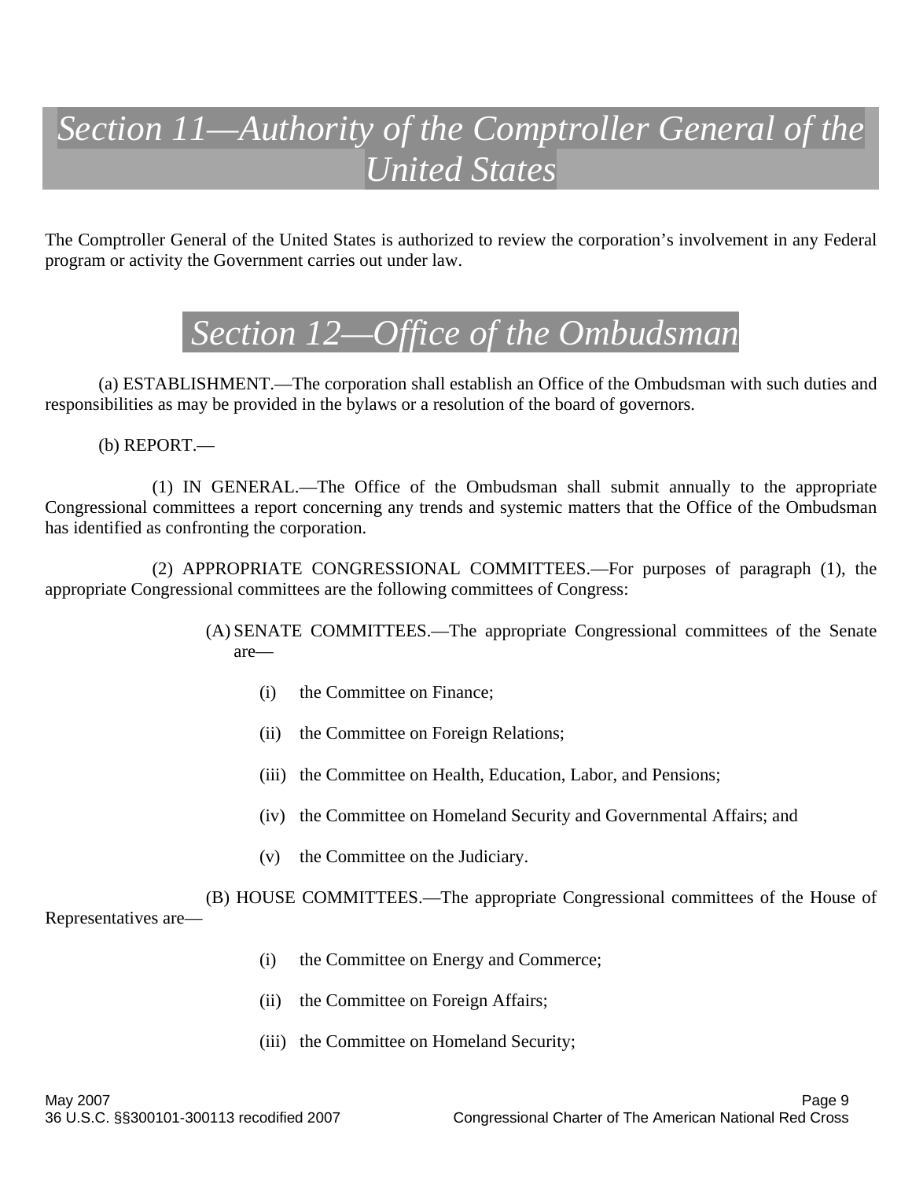# *Section 11—Authority of the Comptroller General of the United States*

The Comptroller General of the United States is authorized to review the corporation's involvement in any Federal program or activity the Government carries out under law.

# *Section 12—Office of the Ombudsman*

(a) ESTABLISHMENT.—The corporation shall establish an Office of the Ombudsman with such duties and responsibilities as may be provided in the bylaws or a resolution of the board of governors.

(b) REPORT.—

(1) IN GENERAL.—The Office of the Ombudsman shall submit annually to the appropriate Congressional committees a report concerning any trends and systemic matters that the Office of the Ombudsman has identified as confronting the corporation.

(2) APPROPRIATE CONGRESSIONAL COMMITTEES.—For purposes of paragraph (1), the appropriate Congressional committees are the following committees of Congress:

(A) SENATE COMMITTEES.—The appropriate Congressional committees of the Senate are—

(i) the Committee on Finance;

(ii) the Committee on Foreign Relations;

(iii) the Committee on Health, Education, Labor, and Pensions;

(iv) the Committee on Homeland Security and Governmental Affairs; and

(v) the Committee on the Judiciary.

(B) HOUSE COMMITTEES.—The appropriate Congressional committees of the House of Representatives are—

(i) the Committee on Energy and Commerce;

(ii) the Committee on Foreign Affairs;

(iii) the Committee on Homeland Security;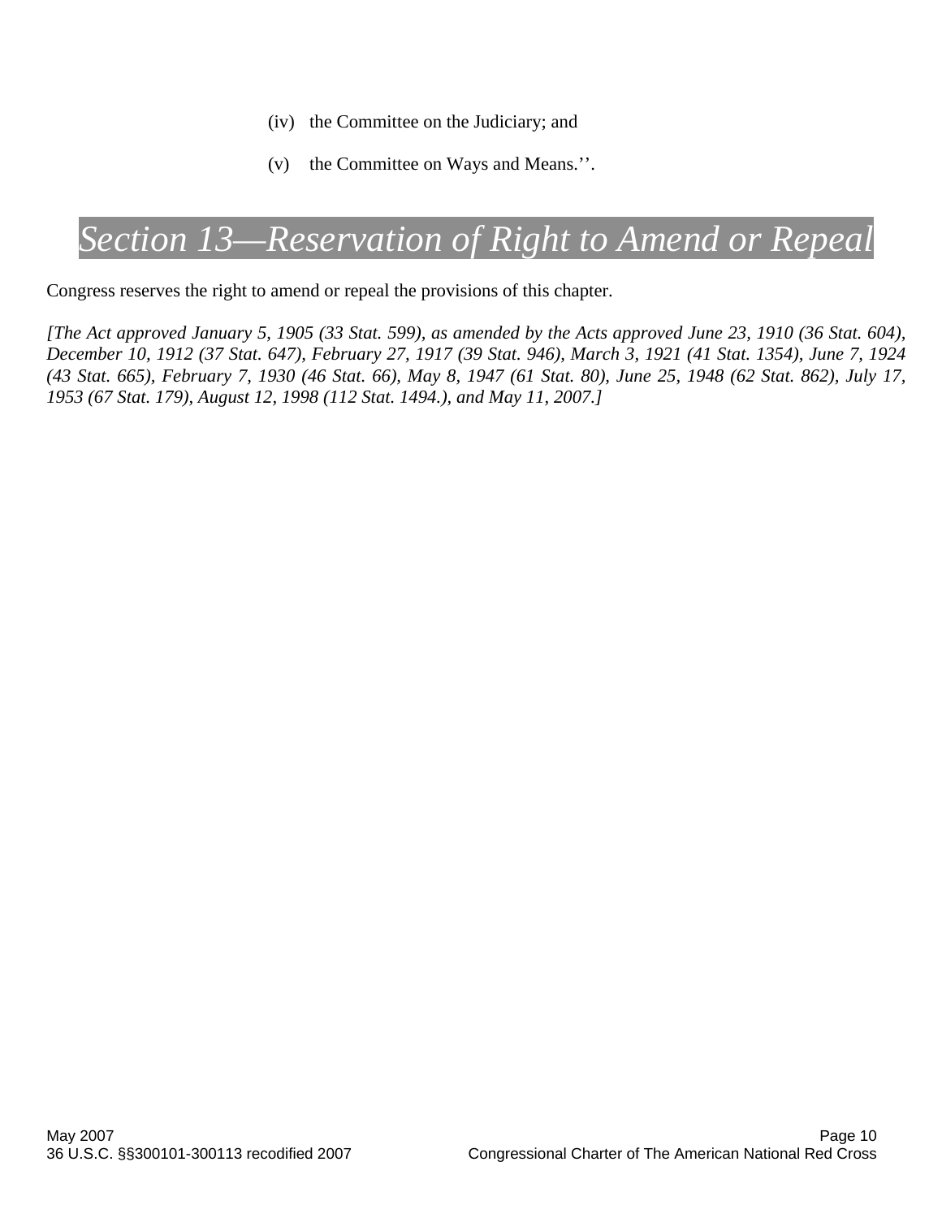(iv) the Committee on the Judiciary; and

(v) the Committee on Ways and Means.''.

## *Section 13—Reservation of Right to Amend or Repeal*

Congress reserves the right to amend or repeal the provisions of this chapter.

*[The Act approved January 5, 1905 (33 Stat. 599), as amended by the Acts approved June 23, 1910 (36 Stat. 604), December 10, 1912 (37 Stat. 647), February 27, 1917 (39 Stat. 946), March 3, 1921 (41 Stat. 1354), June 7, 1924 (43 Stat. 665), February 7, 1930 (46 Stat. 66), May 8, 1947 (61 Stat. 80), June 25, 1948 (62 Stat. 862), July 17, 1953 (67 Stat. 179), August 12, 1998 (112 Stat. 1494.), and May 11, 2007.]*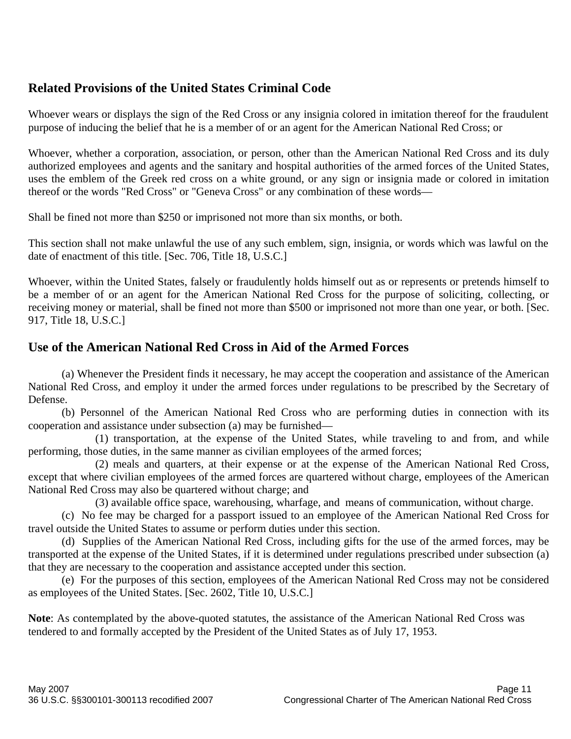## Related Provisions of the United States Criminal Code

Whoever wears or displays the sign of the Red Cross or any insignia colored in imitation thereof for the fraudulent purpose of inducing the belief that he is a member of or an agent for the American National Red Cross; or

Whoever, whether a corporation, association, or person, other than the American National Red Cross and its duly authorized employees and agents and the sanitary and hospital authorities of the armed forces of the United States, uses the emblem of the Greek red cross on a white ground, or any sign or insignia made or colored in imitation thereof or the words "Red Cross" or "Geneva Cross" or any combination of these words—

Shall be fined not more than $250 or imprisoned not more than six months, or both.

This section shall not make unlawful the use of any such emblem, sign, insignia, or words which was lawful on the date of enactment of this title. [Sec. 706, Title 18, U.S.C.]

Whoever, within the United States, falsely or fraudulently holds himself out as or represents or pretends himself to be a member of or an agent for the American National Red Cross for the purpose of soliciting, collecting, or receiving money or material, shall be fined not more than $500 or imprisoned not more than one year, or both. [Sec. 917, Title 18, U.S.C.]

## Use of the American National Red Cross in Aid of the Armed Forces

(a) Whenever the President finds it necessary, he may accept the cooperation and assistance of the American National Red Cross, and employ it under the armed forces under regulations to be prescribed by the Secretary of Defense.

(b) Personnel of the American National Red Cross who are performing duties in connection with its cooperation and assistance under subsection (a) may be furnished—

(1) transportation, at the expense of the United States, while traveling to and from, and while performing, those duties, in the same manner as civilian employees of the armed forces;

(2) meals and quarters, at their expense or at the expense of the American National Red Cross, except that where civilian employees of the armed forces are quartered without charge, employees of the American National Red Cross may also be quartered without charge; and

(3) available office space, warehousing, wharfage, and means of communication, without charge.

(c) No fee may be charged for a passport issued to an employee of the American National Red Cross for travel outside the United States to assume or perform duties under this section.

(d) Supplies of the American National Red Cross, including gifts for the use of the armed forces, may be transported at the expense of the United States, if it is determined under regulations prescribed under subsection (a) that they are necessary to the cooperation and assistance accepted under this section.

(e) For the purposes of this section, employees of the American National Red Cross may not be considered as employees of the United States. [Sec. 2602, Title 10, U.S.C.]

**Note**: As contemplated by the above-quoted statutes, the assistance of the American National Red Cross was tendered to and formally accepted by the President of the United States as of July 17, 1953.